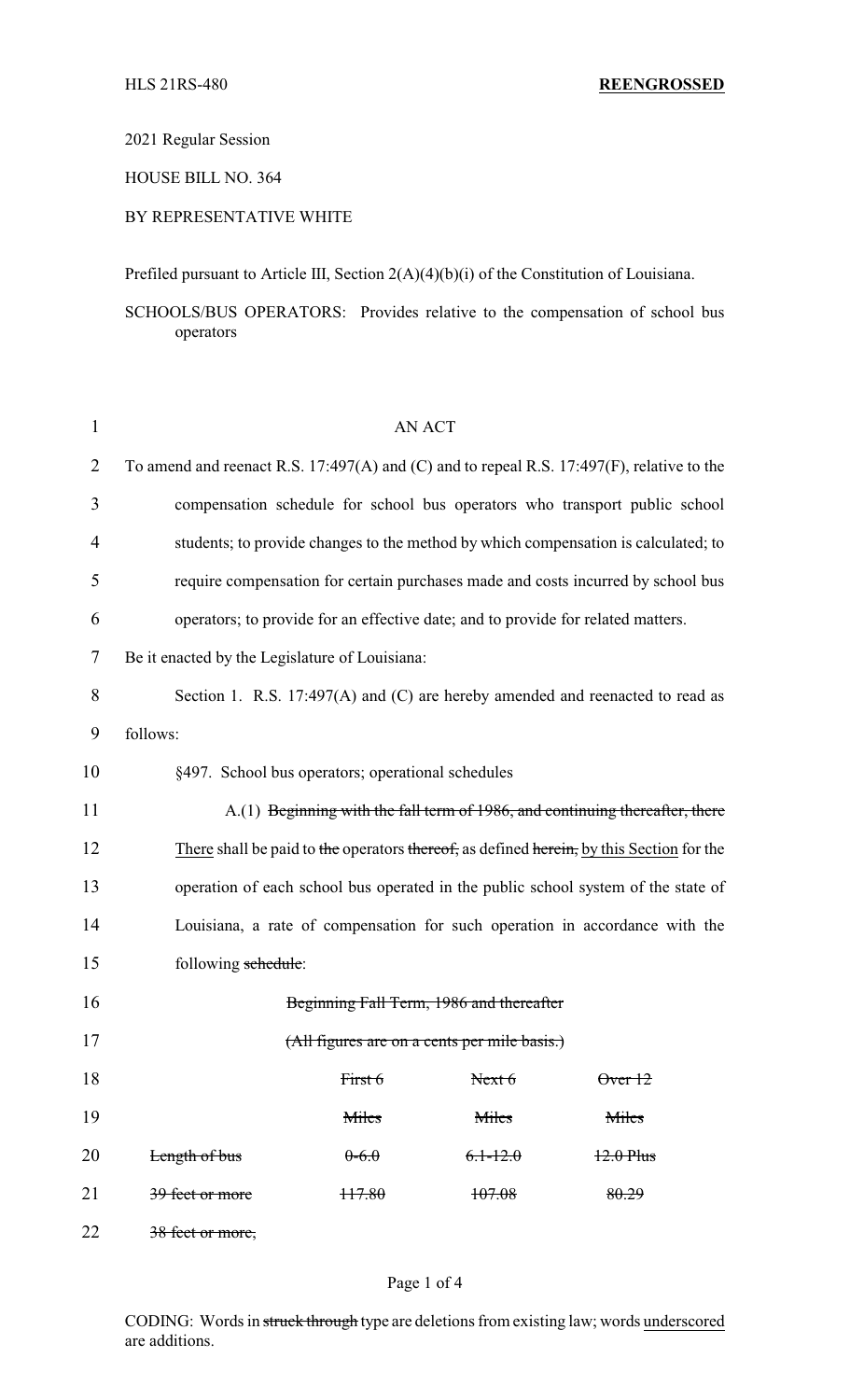HLS 21RS-480 **REENGROSSED**

2021 Regular Session

HOUSE BILL NO. 364

BY REPRESENTATIVE WHITE

Prefiled pursuant to Article III, Section 2(A)(4)(b)(i) of the Constitution of Louisiana.

SCHOOLS/BUS OPERATORS: Provides relative to the compensation of school bus operators

AN ACT

To amend and reenact R.S. 17:497(A) and (C) and to repeal R.S. 17:497(F), relative to the compensation schedule for school bus operators who transport public school students; to provide changes to the method by which compensation is calculated; to require compensation for certain purchases made and costs incurred by school bus operators; to provide for an effective date; and to provide for related matters.

Be it enacted by the Legislature of Louisiana:

Section 1. R.S. 17:497(A) and (C) are hereby amended and reenacted to read as follows:

§497. School bus operators; operational schedules

A.(1) ~~Beginning with the fall term of 1986, and continuing thereafter, there~~ There shall be paid to ~~the~~ operators ~~thereof,~~ as defined ~~herein,~~ by this Section for the operation of each school bus operated in the public school system of the state of Louisiana, a rate of compensation for such operation in accordance with the following ~~schedule~~:

~~Beginning Fall Term, 1986 and thereafter~~

~~(All figures are on a cents per mile basis.)~~

| | ~~First 6 Miles~~ | ~~Next 6 Miles~~ | ~~Over 12 Miles~~ |
|---|---|---|---|
| ~~Length of bus~~ | ~~0-6.0~~ | ~~6.1-12.0~~ | ~~12.0 Plus~~ |
| ~~39 feet or more~~ | ~~117.80~~ | ~~107.08~~ | ~~80.29~~ |
| ~~38 feet or more,~~ | | | |

CODING: Words in ~~struck through~~ type are deletions from existing law; words underscored are additions.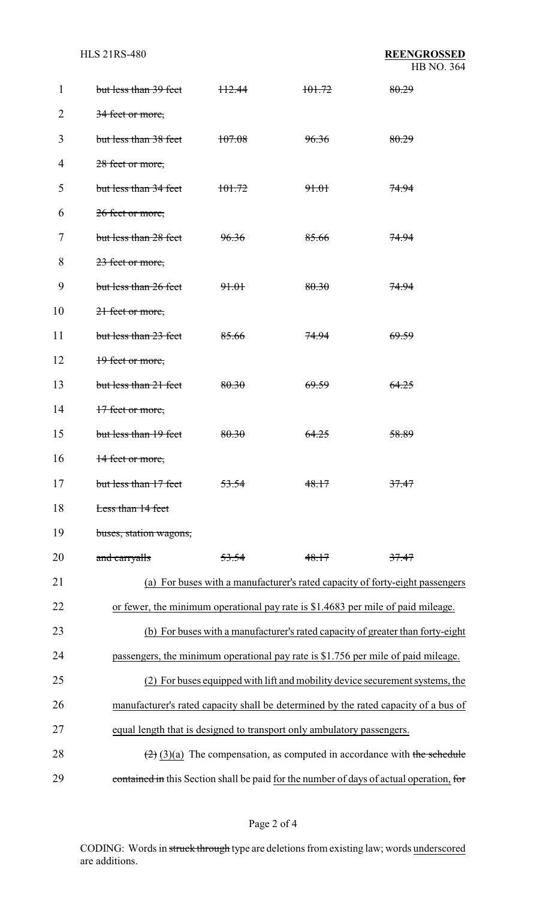| | | | |
|---|---|---|---|
| ~~but less than 39 feet~~ | ~~112.44~~ | ~~101.72~~ | ~~80.29~~ |
| ~~34 feet or more,~~ | | | |
| ~~but less than 38 feet~~ | ~~107.08~~ | ~~96.36~~ | ~~80.29~~ |
| ~~28 feet or more,~~ | | | |
| ~~but less than 34 feet~~ | ~~101.72~~ | ~~91.01~~ | ~~74.94~~ |
| ~~26 feet or more,~~ | | | |
| ~~but less than 28 feet~~ | ~~96.36~~ | ~~85.66~~ | ~~74.94~~ |
| ~~23 feet or more,~~ | | | |
| ~~but less than 26 feet~~ | ~~91.01~~ | ~~80.30~~ | ~~74.94~~ |
| ~~21 feet or more,~~ | | | |
| ~~but less than 23 feet~~ | ~~85.66~~ | ~~74.94~~ | ~~69.59~~ |
| ~~19 feet or more,~~ | | | |
| ~~but less than 21 feet~~ | ~~80.30~~ | ~~69.59~~ | ~~64.25~~ |
| ~~17 feet or more,~~ | | | |
| ~~but less than 19 feet~~ | ~~80.30~~ | ~~64.25~~ | ~~58.89~~ |
| ~~14 feet or more,~~ | | | |
| ~~but less than 17 feet~~ | ~~53.54~~ | ~~48.17~~ | ~~37.47~~ |
| ~~Less than 14 feet~~ | | | |
| ~~buses, station wagons,~~ | | | |
| ~~and carryalls~~ | ~~53.54~~ | ~~48.17~~ | ~~37.47~~ |

<u>(a) For buses with a manufacturer's rated capacity of forty-eight passengers or fewer, the minimum operational pay rate is $1.4683 per mile of paid mileage.</u>

<u>(b) For buses with a manufacturer's rated capacity of greater than forty-eight passengers, the minimum operational pay rate is $1.756 per mile of paid mileage.</u>

<u>(2) For buses equipped with lift and mobility device securement systems, the manufacturer's rated capacity shall be determined by the rated capacity of a bus of equal length that is designed to transport only ambulatory passengers.</u>

~~(2)~~ <u>(3)(a)</u> The compensation, as computed in accordance with ~~the schedule contained in~~ this Section shall be paid <u>for the number of days of actual operation,</u> ~~for~~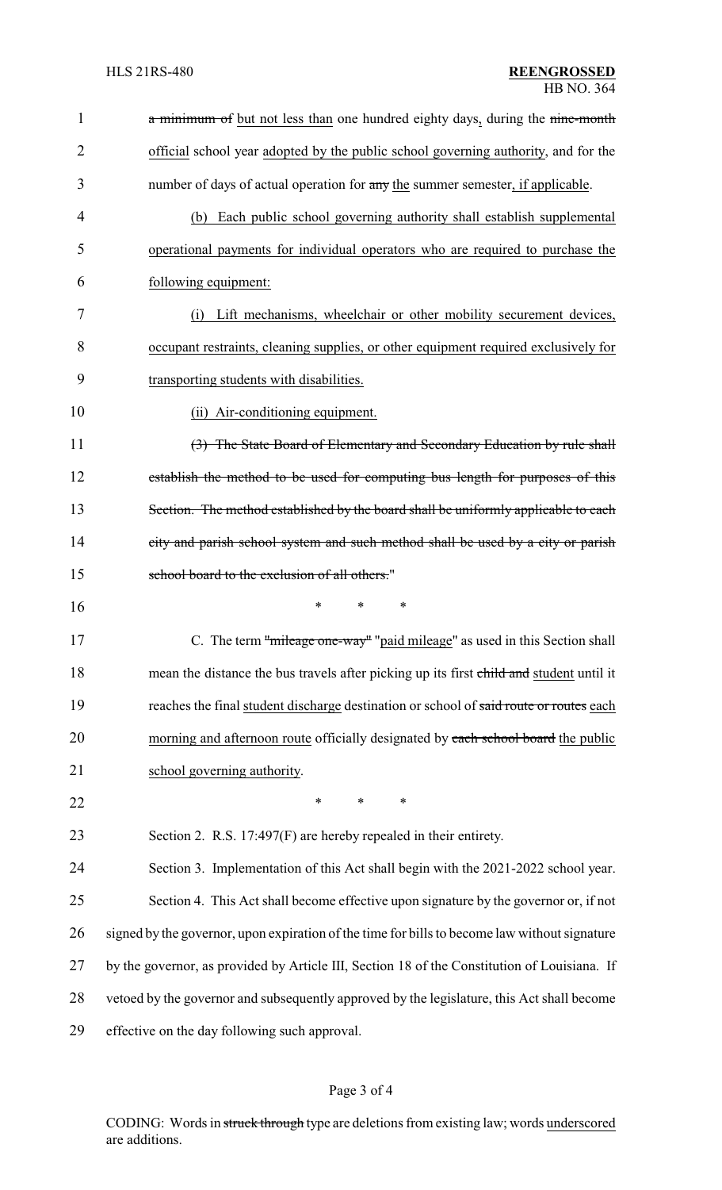~~a minimum of~~ but not less than one hundred eighty days, during the ~~nine-month~~ official school year adopted by the public school governing authority, and for the number of days of actual operation for ~~any~~ the summer semester, if applicable.

(b) Each public school governing authority shall establish supplemental operational payments for individual operators who are required to purchase the following equipment:

(i) Lift mechanisms, wheelchair or other mobility securement devices, occupant restraints, cleaning supplies, or other equipment required exclusively for transporting students with disabilities.

(ii) Air-conditioning equipment.

~~(3) The State Board of Elementary and Secondary Education by rule shall establish the method to be used for computing bus length for purposes of this Section. The method established by the board shall be uniformly applicable to each city and parish school system and such method shall be used by a city or parish school board to the exclusion of all others.~~"

\* \* \*

C. The term ~~"mileage one-way"~~ "paid mileage" as used in this Section shall mean the distance the bus travels after picking up its first ~~child and~~ student until it reaches the final student discharge destination or school of ~~said route or routes~~ each morning and afternoon route officially designated by ~~each school board~~ the public school governing authority.

\* \* \*

Section 2. R.S. 17:497(F) are hereby repealed in their entirety.

Section 3. Implementation of this Act shall begin with the 2021-2022 school year.

Section 4. This Act shall become effective upon signature by the governor or, if not signed by the governor, upon expiration of the time for bills to become law without signature by the governor, as provided by Article III, Section 18 of the Constitution of Louisiana. If vetoed by the governor and subsequently approved by the legislature, this Act shall become effective on the day following such approval.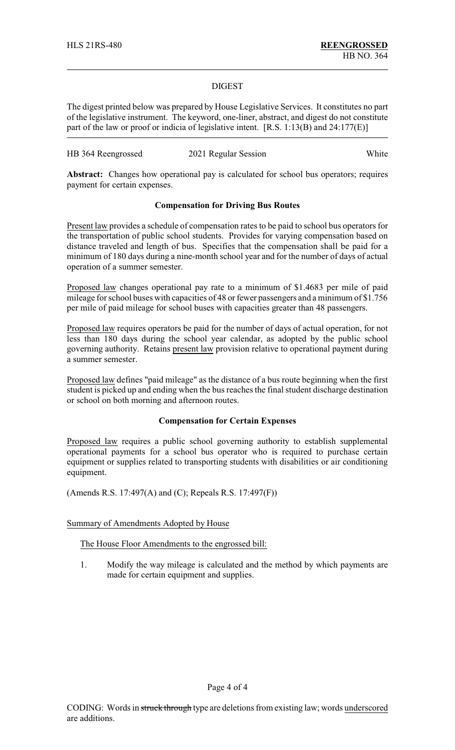HLS 21RS-480 **REENGROSSED**
HB NO. 364

## DIGEST

The digest printed below was prepared by House Legislative Services. It constitutes no part of the legislative instrument. The keyword, one-liner, abstract, and digest do not constitute part of the law or proof or indicia of legislative intent. [R.S. 1:13(B) and 24:177(E)]

| | | |
|---|---|---|
| HB 364 Reengrossed | 2021 Regular Session | White |

**Abstract:** Changes how operational pay is calculated for school bus operators; requires payment for certain expenses.

### Compensation for Driving Bus Routes

Present law provides a schedule of compensation rates to be paid to school bus operators for the transportation of public school students. Provides for varying compensation based on distance traveled and length of bus. Specifies that the compensation shall be paid for a minimum of 180 days during a nine-month school year and for the number of days of actual operation of a summer semester.

Proposed law changes operational pay rate to a minimum of $1.4683 per mile of paid mileage for school buses with capacities of 48 or fewer passengers and a minimum of $1.756 per mile of paid mileage for school buses with capacities greater than 48 passengers.

Proposed law requires operators be paid for the number of days of actual operation, for not less than 180 days during the school year calendar, as adopted by the public school governing authority. Retains present law provision relative to operational payment during a summer semester.

Proposed law defines "paid mileage" as the distance of a bus route beginning when the first student is picked up and ending when the bus reaches the final student discharge destination or school on both morning and afternoon routes.

### Compensation for Certain Expenses

Proposed law requires a public school governing authority to establish supplemental operational payments for a school bus operator who is required to purchase certain equipment or supplies related to transporting students with disabilities or air conditioning equipment.

(Amends R.S. 17:497(A) and (C); Repeals R.S. 17:497(F))

Summary of Amendments Adopted by House

The House Floor Amendments to the engrossed bill:

1. Modify the way mileage is calculated and the method by which payments are made for certain equipment and supplies.

CODING: Words in ~~struck through~~ type are deletions from existing law; words underscored are additions.